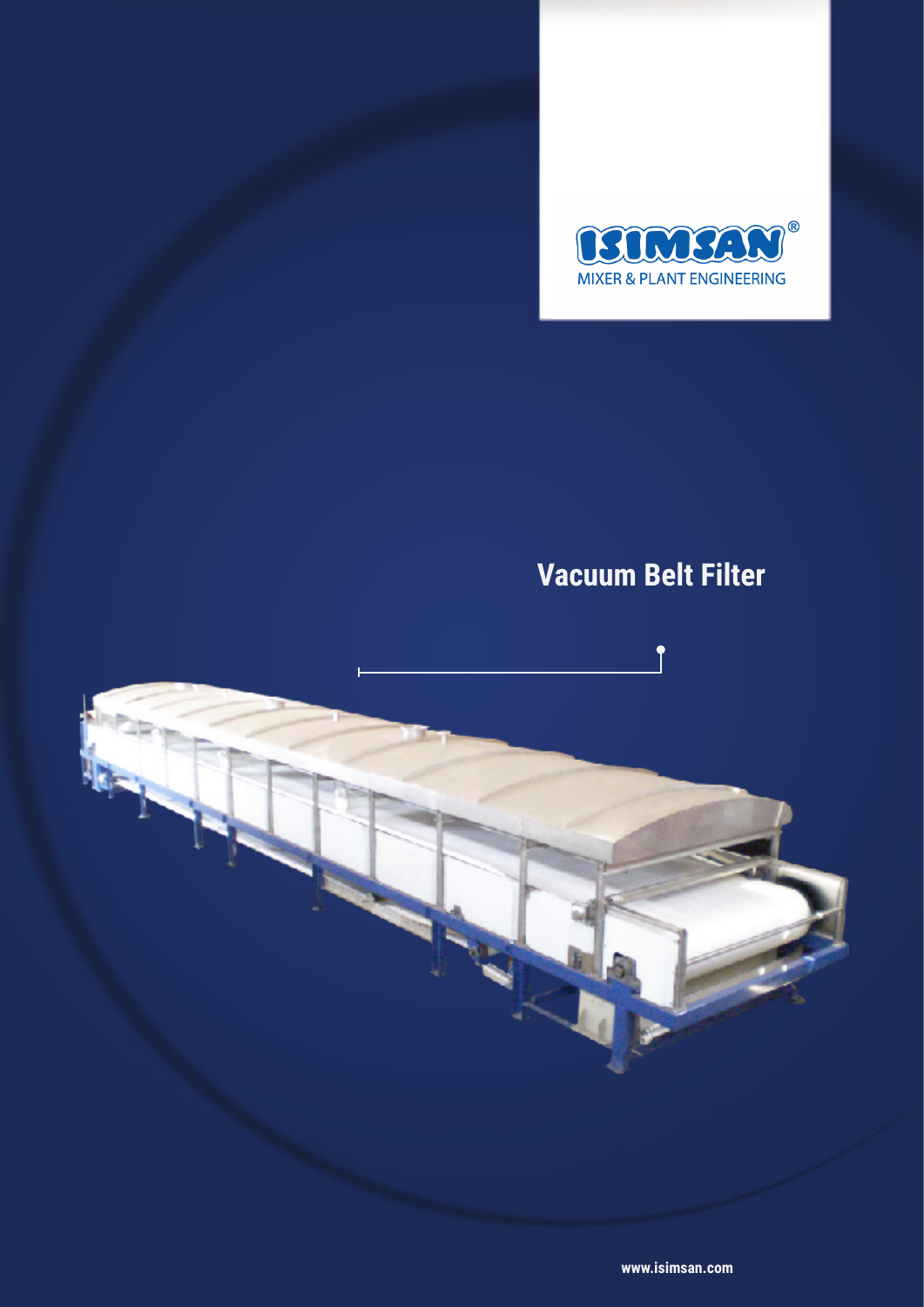ISIMSAN®

MIXER & PLANT ENGINEERING

# Vacuum Belt Filter

www.isimsan.com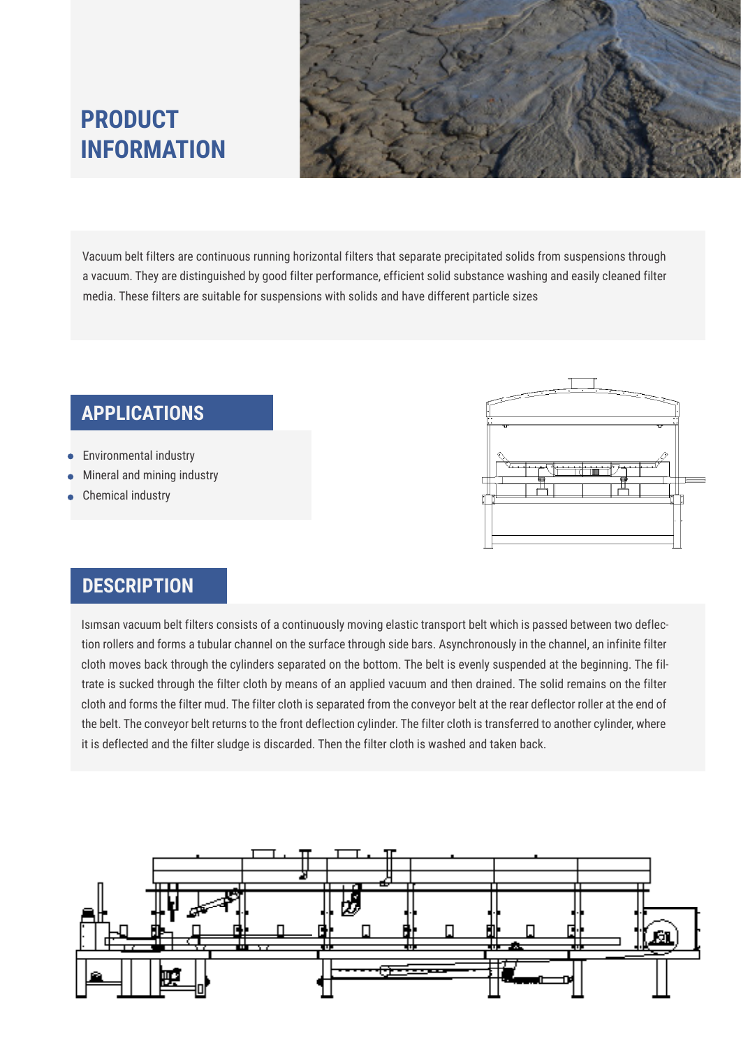# PRODUCT INFORMATION

Vacuum belt filters are continuous running horizontal filters that separate precipitated solids from suspensions through a vacuum. They are distinguished by good filter performance, efficient solid substance washing and easily cleaned filter media. These filters are suitable for suspensions with solids and have different particle sizes

## APPLICATIONS

- Environmental industry
- Mineral and mining industry
- Chemical industry

## DESCRIPTION

Isımsan vacuum belt filters consists of a continuously moving elastic transport belt which is passed between two deflection rollers and forms a tubular channel on the surface through side bars. Asynchronously in the channel, an infinite filter cloth moves back through the cylinders separated on the bottom. The belt is evenly suspended at the beginning. The filtrate is sucked through the filter cloth by means of an applied vacuum and then drained. The solid remains on the filter cloth and forms the filter mud. The filter cloth is separated from the conveyor belt at the rear deflector roller at the end of the belt. The conveyor belt returns to the front deflection cylinder. The filter cloth is transferred to another cylinder, where it is deflected and the filter sludge is discarded. Then the filter cloth is washed and taken back.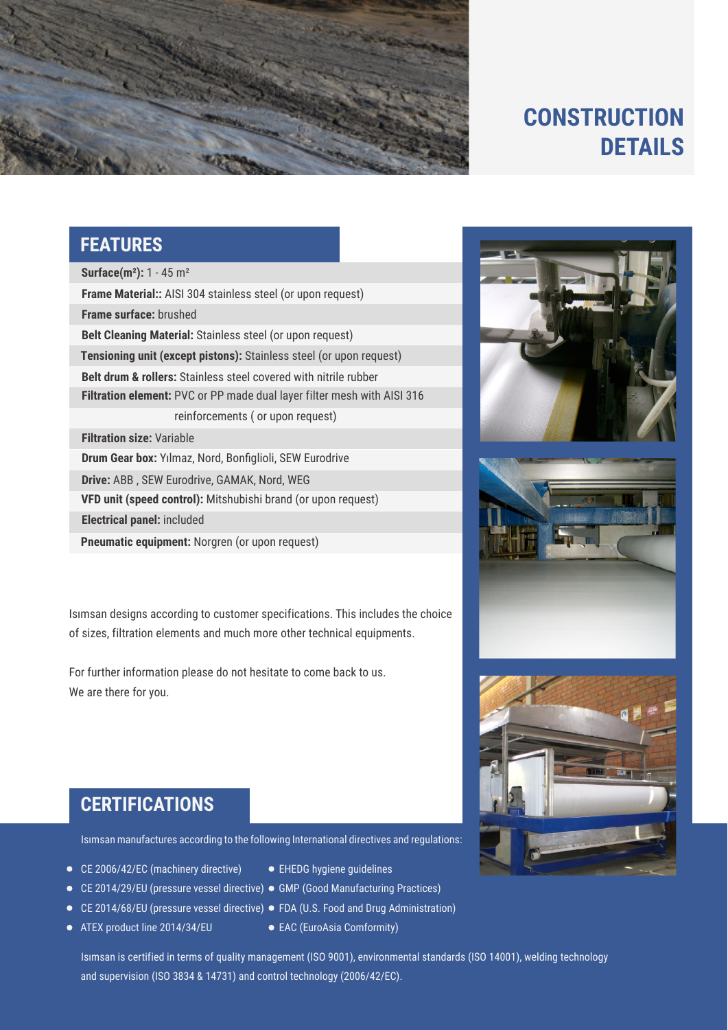# CONSTRUCTION DETAILS

## FEATURES

**Surface(m²):** 1 - 45 m²

**Frame Material::** AISI 304 stainless steel (or upon request)

**Frame surface:** brushed

**Belt Cleaning Material:** Stainless steel (or upon request)

**Tensioning unit (except pistons):** Stainless steel (or upon request)

**Belt drum & rollers:** Stainless steel covered with nitrile rubber

**Filtration element:** PVC or PP made dual layer filter mesh with AISI 316 reinforcements ( or upon request)

**Filtration size:** Variable

**Drum Gear box:** Yılmaz, Nord, Bonfiglioli, SEW Eurodrive

**Drive:** ABB , SEW Eurodrive, GAMAK, Nord, WEG

**VFD unit (speed control):** Mitshubishi brand (or upon request)

**Electrical panel:** included

**Pneumatic equipment:** Norgren (or upon request)

Isımsan designs according to customer specifications. This includes the choice of sizes, filtration elements and much more other technical equipments.

For further information please do not hesitate to come back to us.
We are there for you.

## CERTIFICATIONS

Isımsan manufactures according to the following International directives and regulations:

- CE 2006/42/EC (machinery directive)
- CE 2014/29/EU (pressure vessel directive)
- CE 2014/68/EU (pressure vessel directive)
- ATEX product line 2014/34/EU
- EHEDG hygiene guidelines
- GMP (Good Manufacturing Practices)
- FDA (U.S. Food and Drug Administration)
- EAC (EuroAsia Comformity)

Isımsan is certified in terms of quality management (ISO 9001), environmental standards (ISO 14001), welding technology and supervision (ISO 3834 & 14731) and control technology (2006/42/EC).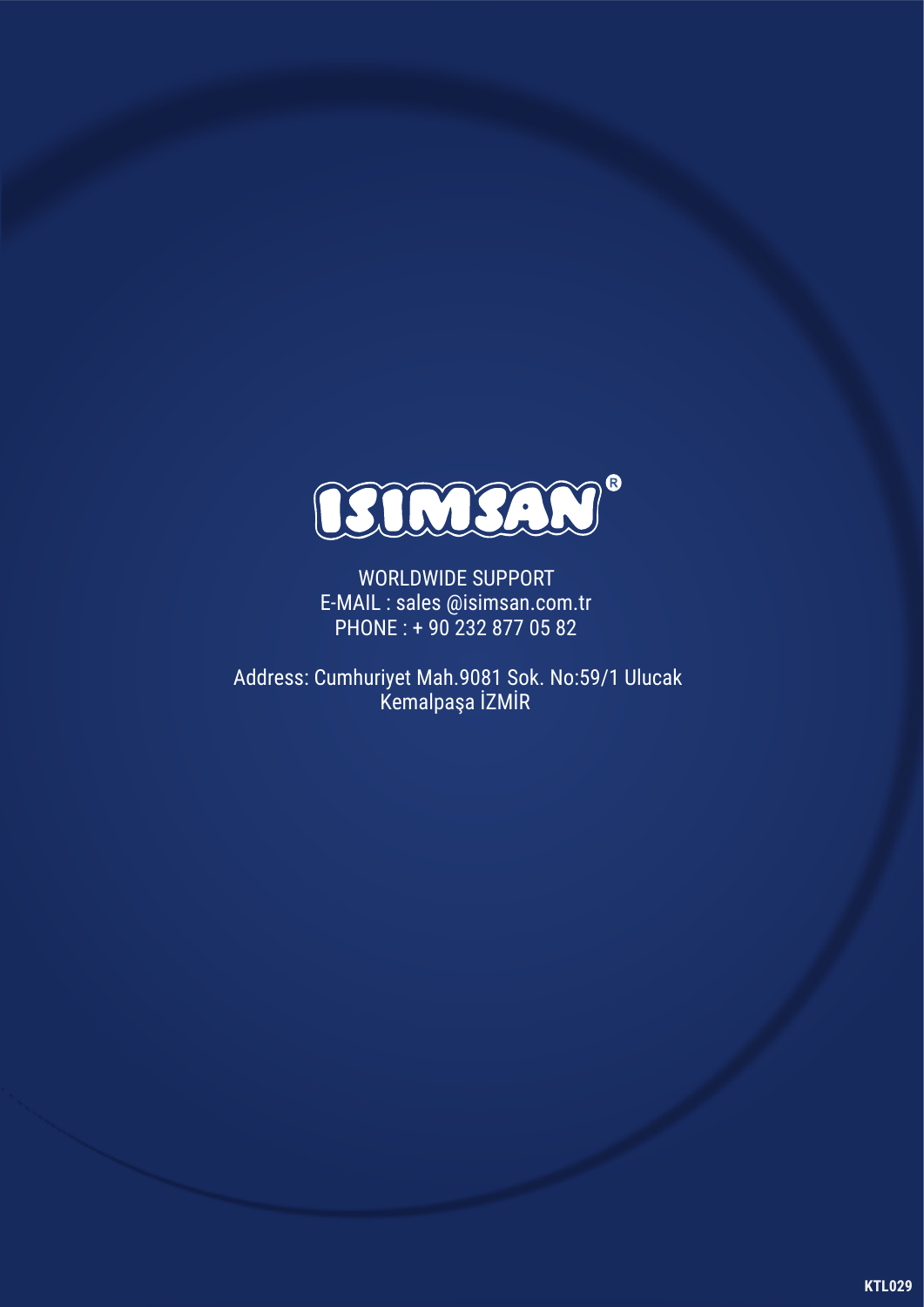ISIMSAN®

WORLDWIDE SUPPORT
E-MAIL : sales @isimsan.com.tr
PHONE : + 90 232 877 05 82

Address: Cumhuriyet Mah.9081 Sok. No:59/1 Ulucak
Kemalpaşa İZMİR

KTL029